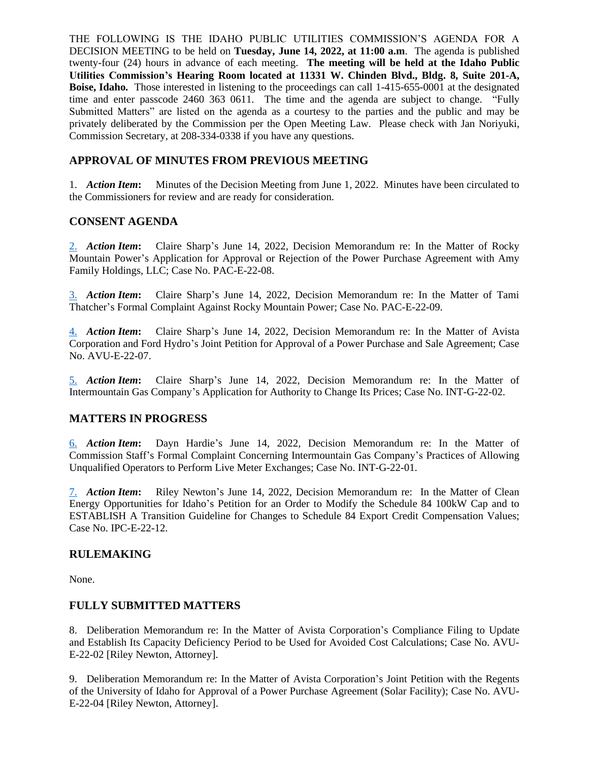THE FOLLOWING IS THE IDAHO PUBLIC UTILITIES COMMISSION'S AGENDA FOR A DECISION MEETING to be held on **Tuesday, June 14, 2022, at 11:00 a.m**. The agenda is published twenty-four (24) hours in advance of each meeting. **The meeting will be held at the Idaho Public Utilities Commission's Hearing Room located at 11331 W. Chinden Blvd., Bldg. 8, Suite 201-A, Boise, Idaho.** Those interested in listening to the proceedings can call 1-415-655-0001 at the designated time and enter passcode 2460 363 0611. The time and the agenda are subject to change. "Fully Submitted Matters" are listed on the agenda as a courtesy to the parties and the public and may be privately deliberated by the Commission per the Open Meeting Law. Please check with Jan Noriyuki, Commission Secretary, at 208-334-0338 if you have any questions.

## APPROVAL OF MINUTES FROM PREVIOUS MEETING

1. ***Action Item*:** Minutes of the Decision Meeting from June 1, 2022. Minutes have been circulated to the Commissioners for review and are ready for consideration.

## CONSENT AGENDA

2. ***Action Item*:** Claire Sharp's June 14, 2022, Decision Memorandum re: In the Matter of Rocky Mountain Power's Application for Approval or Rejection of the Power Purchase Agreement with Amy Family Holdings, LLC; Case No. PAC-E-22-08.

3. ***Action Item*:** Claire Sharp's June 14, 2022, Decision Memorandum re: In the Matter of Tami Thatcher's Formal Complaint Against Rocky Mountain Power; Case No. PAC-E-22-09.

4. ***Action Item*:** Claire Sharp's June 14, 2022, Decision Memorandum re: In the Matter of Avista Corporation and Ford Hydro's Joint Petition for Approval of a Power Purchase and Sale Agreement; Case No. AVU-E-22-07.

5. ***Action Item*:** Claire Sharp's June 14, 2022, Decision Memorandum re: In the Matter of Intermountain Gas Company's Application for Authority to Change Its Prices; Case No. INT-G-22-02.

## MATTERS IN PROGRESS

6. ***Action Item*:** Dayn Hardie's June 14, 2022, Decision Memorandum re: In the Matter of Commission Staff's Formal Complaint Concerning Intermountain Gas Company's Practices of Allowing Unqualified Operators to Perform Live Meter Exchanges; Case No. INT-G-22-01.

7. ***Action Item*:** Riley Newton's June 14, 2022, Decision Memorandum re: In the Matter of Clean Energy Opportunities for Idaho's Petition for an Order to Modify the Schedule 84 100kW Cap and to ESTABLISH A Transition Guideline for Changes to Schedule 84 Export Credit Compensation Values; Case No. IPC-E-22-12.

## RULEMAKING

None.

## FULLY SUBMITTED MATTERS

8. Deliberation Memorandum re: In the Matter of Avista Corporation's Compliance Filing to Update and Establish Its Capacity Deficiency Period to be Used for Avoided Cost Calculations; Case No. AVU-E-22-02 [Riley Newton, Attorney].

9. Deliberation Memorandum re: In the Matter of Avista Corporation's Joint Petition with the Regents of the University of Idaho for Approval of a Power Purchase Agreement (Solar Facility); Case No. AVU-E-22-04 [Riley Newton, Attorney].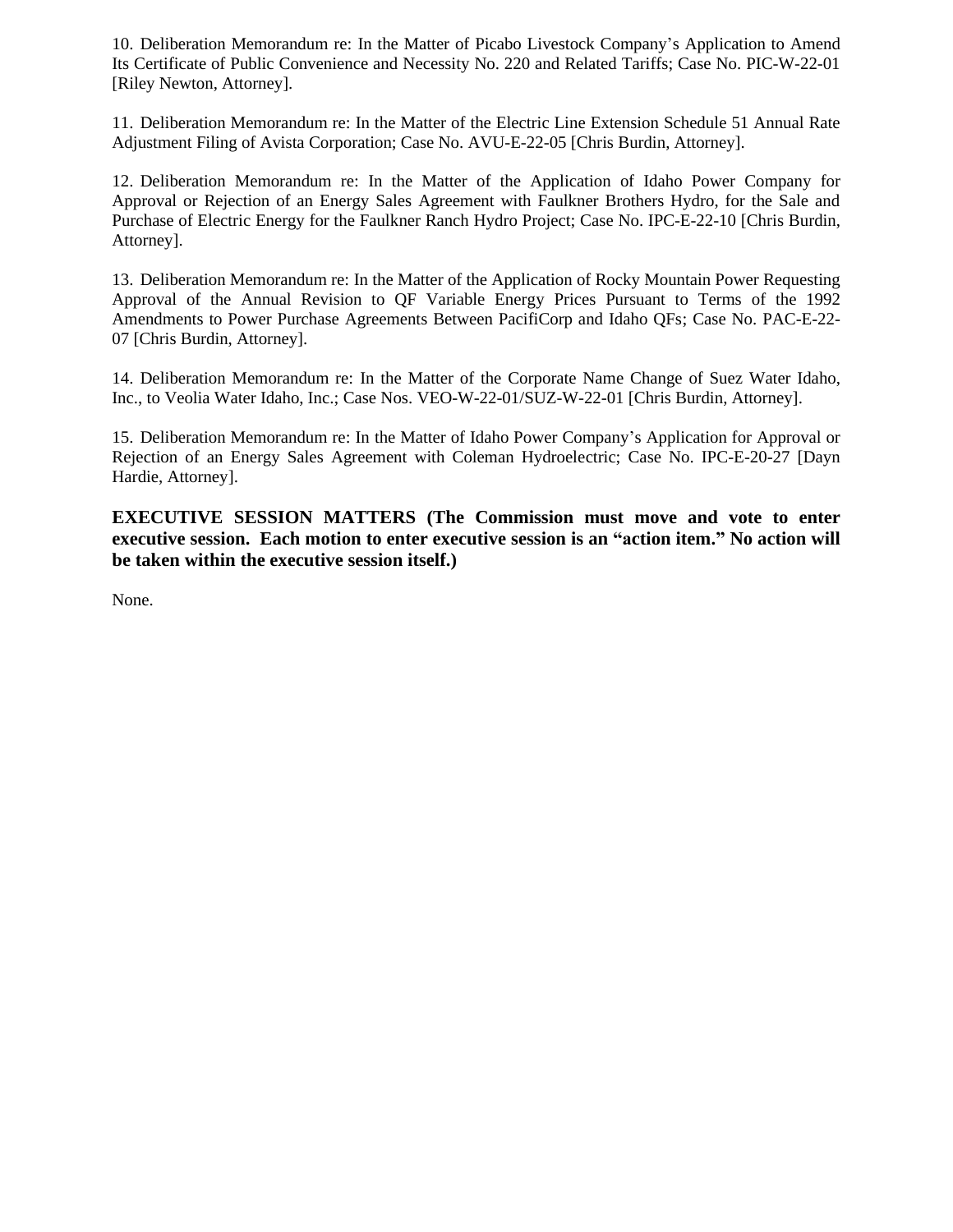10. Deliberation Memorandum re: In the Matter of Picabo Livestock Company's Application to Amend Its Certificate of Public Convenience and Necessity No. 220 and Related Tariffs; Case No. PIC-W-22-01 [Riley Newton, Attorney].

11. Deliberation Memorandum re: In the Matter of the Electric Line Extension Schedule 51 Annual Rate Adjustment Filing of Avista Corporation; Case No. AVU-E-22-05 [Chris Burdin, Attorney].

12. Deliberation Memorandum re: In the Matter of the Application of Idaho Power Company for Approval or Rejection of an Energy Sales Agreement with Faulkner Brothers Hydro, for the Sale and Purchase of Electric Energy for the Faulkner Ranch Hydro Project; Case No. IPC-E-22-10 [Chris Burdin, Attorney].

13. Deliberation Memorandum re: In the Matter of the Application of Rocky Mountain Power Requesting Approval of the Annual Revision to QF Variable Energy Prices Pursuant to Terms of the 1992 Amendments to Power Purchase Agreements Between PacifiCorp and Idaho QFs; Case No. PAC-E-22-07 [Chris Burdin, Attorney].

14. Deliberation Memorandum re: In the Matter of the Corporate Name Change of Suez Water Idaho, Inc., to Veolia Water Idaho, Inc.; Case Nos. VEO-W-22-01/SUZ-W-22-01 [Chris Burdin, Attorney].

15. Deliberation Memorandum re: In the Matter of Idaho Power Company's Application for Approval or Rejection of an Energy Sales Agreement with Coleman Hydroelectric; Case No. IPC-E-20-27 [Dayn Hardie, Attorney].

**EXECUTIVE SESSION MATTERS (The Commission must move and vote to enter executive session. Each motion to enter executive session is an "action item." No action will be taken within the executive session itself.)**

None.